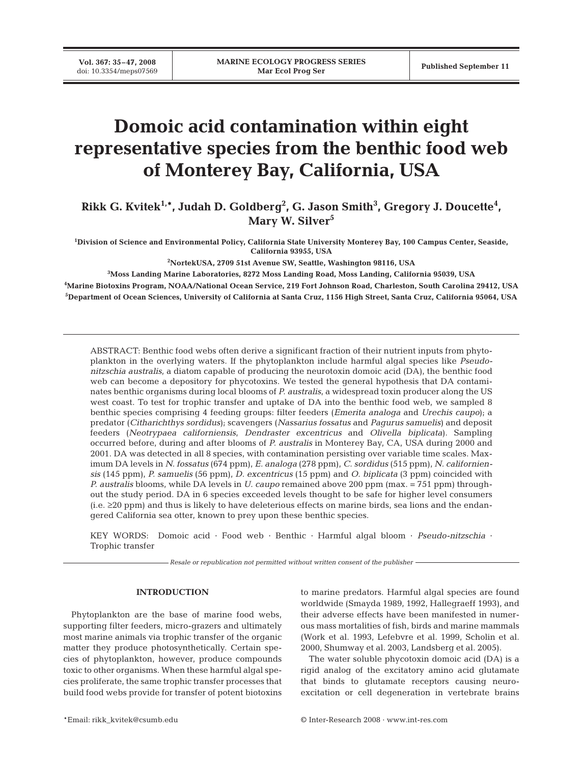# Domoic acid contamination within eight representative species from the benthic food web of Monterey Bay, California, USA

**Rikk G. Kvitek[1,*], Judah D. Goldberg[2], G. Jason Smith[3], Gregory J. Doucette[4], Mary W. Silver[5]**

[1]Division of Science and Environmental Policy, California State University Monterey Bay, 100 Campus Center, Seaside, California 93955, USA

[2]NortekUSA, 2709 51st Avenue SW, Seattle, Washington 98116, USA

[3]Moss Landing Marine Laboratories, 8272 Moss Landing Road, Moss Landing, California 95039, USA

[4]Marine Biotoxins Program, NOAA/National Ocean Service, 219 Fort Johnson Road, Charleston, South Carolina 29412, USA

[5]Department of Ocean Sciences, University of California at Santa Cruz, 1156 High Street, Santa Cruz, California 95064, USA

ABSTRACT: Benthic food webs often derive a significant fraction of their nutrient inputs from phytoplankton in the overlying waters. If the phytoplankton include harmful algal species like *Pseudo-nitzschia australis*, a diatom capable of producing the neurotoxin domoic acid (DA), the benthic food web can become a depository for phycotoxins. We tested the general hypothesis that DA contaminates benthic organisms during local blooms of *P. australis*, a widespread toxin producer along the US west coast. To test for trophic transfer and uptake of DA into the benthic food web, we sampled 8 benthic species comprising 4 feeding groups: filter feeders (*Emerita analoga* and *Urechis caupo*); a predator (*Citharichthys sordidus*); scavengers (*Nassarius fossatus* and *Pagurus samuelis*) and deposit feeders (*Neotrypaea californiensis*, *Dendraster excentricus* and *Olivella biplicata*). Sampling occurred before, during and after blooms of *P. australis* in Monterey Bay, CA, USA during 2000 and 2001. DA was detected in all 8 species, with contamination persisting over variable time scales. Maximum DA levels in *N. fossatus* (674 ppm), *E. analoga* (278 ppm), *C. sordidus* (515 ppm), *N. californiensis* (145 ppm), *P. samuelis* (56 ppm), *D. excentricus* (15 ppm) and *O. biplicata* (3 ppm) coincided with *P. australis* blooms, while DA levels in *U. caupo* remained above 200 ppm (max. = 751 ppm) throughout the study period. DA in 6 species exceeded levels thought to be safe for higher level consumers (i.e. ≥20 ppm) and thus is likely to have deleterious effects on marine birds, sea lions and the endangered California sea otter, known to prey upon these benthic species.

KEY WORDS: Domoic acid · Food web · Benthic · Harmful algal bloom · *Pseudo-nitzschia* · Trophic transfer

*Resale or republication not permitted without written consent of the publisher*

## INTRODUCTION

Phytoplankton are the base of marine food webs, supporting filter feeders, micro-grazers and ultimately most marine animals via trophic transfer of the organic matter they produce photosynthetically. Certain species of phytoplankton, however, produce compounds toxic to other organisms. When these harmful algal species proliferate, the same trophic transfer processes that build food webs provide for transfer of potent biotoxins to marine predators. Harmful algal species are found worldwide (Smayda 1989, 1992, Hallegraeff 1993), and their adverse effects have been manifested in numerous mass mortalities of fish, birds and marine mammals (Work et al. 1993, Lefebvre et al. 1999, Scholin et al. 2000, Shumway et al. 2003, Landsberg et al. 2005).

The water soluble phycotoxin domoic acid (DA) is a rigid analog of the excitatory amino acid glutamate that binds to glutamate receptors causing neuroexcitation or cell degeneration in vertebrate brains

*Email: rikk_kvitek@csumb.edu

© Inter-Research 2008 · www.int-res.com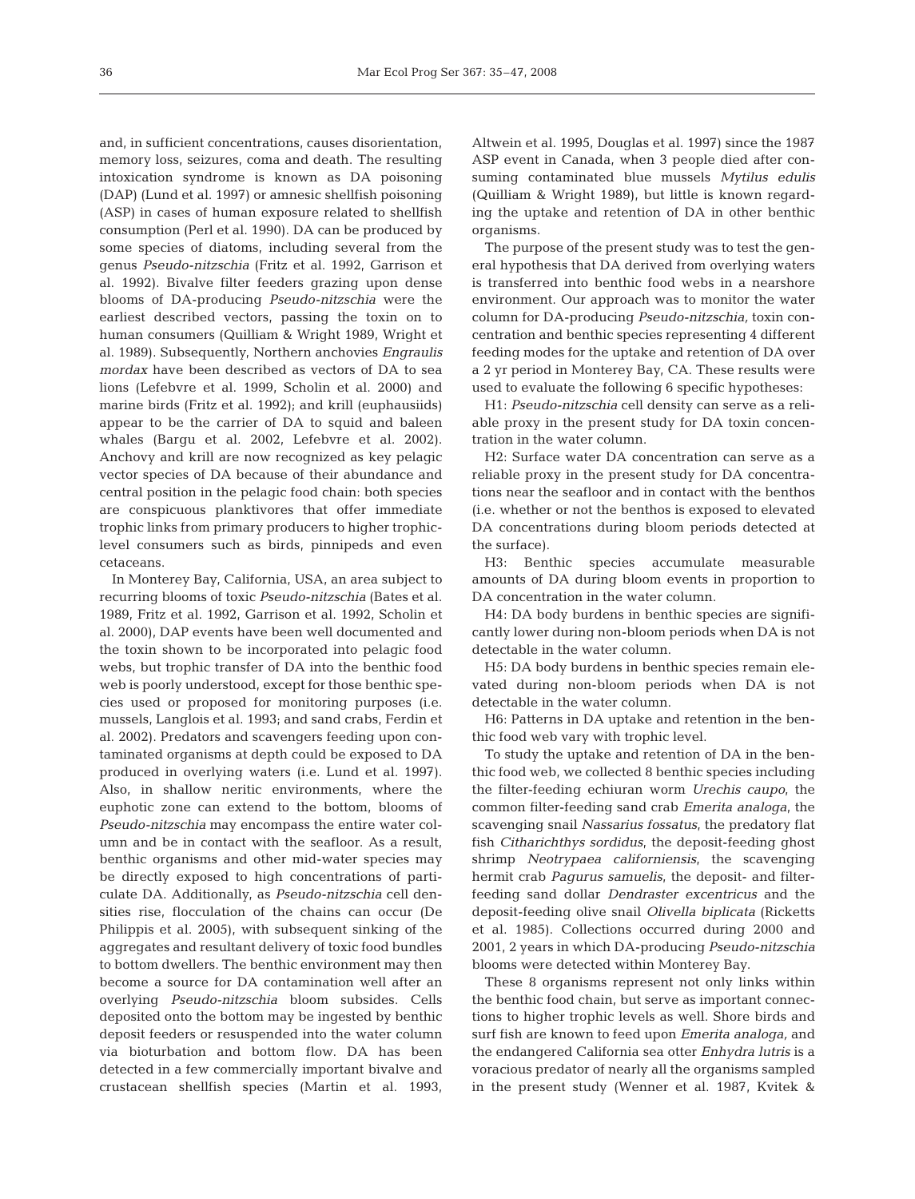and, in sufficient concentrations, causes disorientation, memory loss, seizures, coma and death. The resulting intoxication syndrome is known as DA poisoning (DAP) (Lund et al. 1997) or amnesic shellfish poisoning (ASP) in cases of human exposure related to shellfish consumption (Perl et al. 1990). DA can be produced by some species of diatoms, including several from the genus *Pseudo-nitzschia* (Fritz et al. 1992, Garrison et al. 1992). Bivalve filter feeders grazing upon dense blooms of DA-producing *Pseudo-nitzschia* were the earliest described vectors, passing the toxin on to human consumers (Quilliam & Wright 1989, Wright et al. 1989). Subsequently, Northern anchovies *Engraulis mordax* have been described as vectors of DA to sea lions (Lefebvre et al. 1999, Scholin et al. 2000) and marine birds (Fritz et al. 1992); and krill (euphausiids) appear to be the carrier of DA to squid and baleen whales (Bargu et al. 2002, Lefebvre et al. 2002). Anchovy and krill are now recognized as key pelagic vector species of DA because of their abundance and central position in the pelagic food chain: both species are conspicuous planktivores that offer immediate trophic links from primary producers to higher trophic-level consumers such as birds, pinnipeds and even cetaceans.

In Monterey Bay, California, USA, an area subject to recurring blooms of toxic *Pseudo-nitzschia* (Bates et al. 1989, Fritz et al. 1992, Garrison et al. 1992, Scholin et al. 2000), DAP events have been well documented and the toxin shown to be incorporated into pelagic food webs, but trophic transfer of DA into the benthic food web is poorly understood, except for those benthic species used or proposed for monitoring purposes (i.e. mussels, Langlois et al. 1993; and sand crabs, Ferdin et al. 2002). Predators and scavengers feeding upon contaminated organisms at depth could be exposed to DA produced in overlying waters (i.e. Lund et al. 1997). Also, in shallow neritic environments, where the euphotic zone can extend to the bottom, blooms of *Pseudo-nitzschia* may encompass the entire water column and be in contact with the seafloor. As a result, benthic organisms and other mid-water species may be directly exposed to high concentrations of particulate DA. Additionally, as *Pseudo-nitzschia* cell densities rise, flocculation of the chains can occur (De Philippis et al. 2005), with subsequent sinking of the aggregates and resultant delivery of toxic food bundles to bottom dwellers. The benthic environment may then become a source for DA contamination well after an overlying *Pseudo-nitzschia* bloom subsides. Cells deposited onto the bottom may be ingested by benthic deposit feeders or resuspended into the water column via bioturbation and bottom flow. DA has been detected in a few commercially important bivalve and crustacean shellfish species (Martin et al. 1993, Altwein et al. 1995, Douglas et al. 1997) since the 1987 ASP event in Canada, when 3 people died after consuming contaminated blue mussels *Mytilus edulis* (Quilliam & Wright 1989), but little is known regarding the uptake and retention of DA in other benthic organisms.

The purpose of the present study was to test the general hypothesis that DA derived from overlying waters is transferred into benthic food webs in a nearshore environment. Our approach was to monitor the water column for DA-producing *Pseudo-nitzschia,* toxin concentration and benthic species representing 4 different feeding modes for the uptake and retention of DA over a 2 yr period in Monterey Bay, CA. These results were used to evaluate the following 6 specific hypotheses:

H1: *Pseudo-nitzschia* cell density can serve as a reliable proxy in the present study for DA toxin concentration in the water column.

H2: Surface water DA concentration can serve as a reliable proxy in the present study for DA concentrations near the seafloor and in contact with the benthos (i.e. whether or not the benthos is exposed to elevated DA concentrations during bloom periods detected at the surface).

H3: Benthic species accumulate measurable amounts of DA during bloom events in proportion to DA concentration in the water column.

H4: DA body burdens in benthic species are significantly lower during non-bloom periods when DA is not detectable in the water column.

H5: DA body burdens in benthic species remain elevated during non-bloom periods when DA is not detectable in the water column.

H6: Patterns in DA uptake and retention in the benthic food web vary with trophic level.

To study the uptake and retention of DA in the benthic food web, we collected 8 benthic species including the filter-feeding echiuran worm *Urechis caupo*, the common filter-feeding sand crab *Emerita analoga*, the scavenging snail *Nassarius fossatus*, the predatory flat fish *Citharichthys sordidus*, the deposit-feeding ghost shrimp *Neotrypaea californiensis*, the scavenging hermit crab *Pagurus samuelis*, the deposit- and filter-feeding sand dollar *Dendraster excentricus* and the deposit-feeding olive snail *Olivella biplicata* (Ricketts et al. 1985). Collections occurred during 2000 and 2001, 2 years in which DA-producing *Pseudo-nitzschia* blooms were detected within Monterey Bay.

These 8 organisms represent not only links within the benthic food chain, but serve as important connections to higher trophic levels as well. Shore birds and surf fish are known to feed upon *Emerita analoga,* and the endangered California sea otter *Enhydra lutris* is a voracious predator of nearly all the organisms sampled in the present study (Wenner et al. 1987, Kvitek &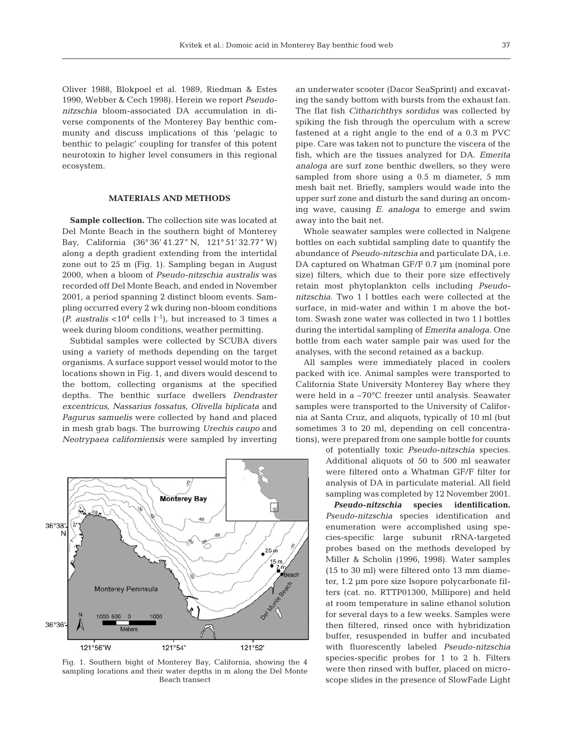Oliver 1988, Blokpoel et al. 1989, Riedman & Estes 1990, Webber & Cech 1998). Herein we report *Pseudo-nitzschia* bloom-associated DA accumulation in diverse components of the Monterey Bay benthic community and discuss implications of this 'pelagic to benthic to pelagic' coupling for transfer of this potent neurotoxin to higher level consumers in this regional ecosystem.

## MATERIALS AND METHODS

**Sample collection.** The collection site was located at Del Monte Beach in the southern bight of Monterey Bay, California (36° 36′ 41.27″ N, 121° 51′ 32.77″ W) along a depth gradient extending from the intertidal zone out to 25 m (Fig. 1). Sampling began in August 2000, when a bloom of *Pseudo-nitzschia australis* was recorded off Del Monte Beach, and ended in November 2001, a period spanning 2 distinct bloom events. Sampling occurred every 2 wk during non-bloom conditions (*P. australis* $<10^4$ cells $l^{-1}$), but increased to 3 times a week during bloom conditions, weather permitting.

Subtidal samples were collected by SCUBA divers using a variety of methods depending on the target organisms. A surface support vessel would motor to the locations shown in Fig. 1, and divers would descend to the bottom, collecting organisms at the specified depths. The benthic surface dwellers *Dendraster excentricus, Nassarius fossatus, Olivella biplicata* and *Pagurus samuelis* were collected by hand and placed in mesh grab bags. The burrowing *Urechis caupo* and *Neotrypaea californiensis* were sampled by inverting an underwater scooter (Dacor SeaSprint) and excavating the sandy bottom with bursts from the exhaust fan. The flat fish *Citharichthys sordidus* was collected by spiking the fish through the operculum with a screw fastened at a right angle to the end of a 0.3 m PVC pipe. Care was taken not to puncture the viscera of the fish, which are the tissues analyzed for DA. *Emerita analoga* are surf zone benthic dwellers, so they were sampled from shore using a 0.5 m diameter, 5 mm mesh bait net. Briefly, samplers would wade into the upper surf zone and disturb the sand during an oncoming wave, causing *E. analoga* to emerge and swim away into the bait net.

Whole seawater samples were collected in Nalgene bottles on each subtidal sampling date to quantify the abundance of *Pseudo-nitzschia* and particulate DA, i.e. DA captured on Whatman GF/F 0.7 µm (nominal pore size) filters, which due to their pore size effectively retain most phytoplankton cells including *Pseudo-nitzschia*. Two 1 l bottles each were collected at the surface, in mid-water and within 1 m above the bottom. Swash zone water was collected in two 1 l bottles during the intertidal sampling of *Emerita analoga*. One bottle from each water sample pair was used for the analyses, with the second retained as a backup.

All samples were immediately placed in coolers packed with ice. Animal samples were transported to California State University Monterey Bay where they were held in a –70°C freezer until analysis. Seawater samples were transported to the University of California at Santa Cruz, and aliquots, typically of 10 ml (but sometimes 3 to 20 ml, depending on cell concentrations), were prepared from one sample bottle for counts of potentially toxic *Pseudo-nitzschia* species. Additional aliquots of 50 to 500 ml seawater were filtered onto a Whatman GF/F filter for analysis of DA in particulate material. All field sampling was completed by 12 November 2001.

Fig. 1. Southern bight of Monterey Bay, California, showing the 4 sampling locations and their water depths in m along the Del Monte Beach transect

***Pseudo-nitzschia* species identification.** *Pseudo-nitzschia* species identification and enumeration were accomplished using species-specific large subunit rRNA-targeted probes based on the methods developed by Miller & Scholin (1996, 1998). Water samples (15 to 30 ml) were filtered onto 13 mm diameter, 1.2 µm pore size Isopore polycarbonate filters (cat. no. RTTP01300, Millipore) and held at room temperature in saline ethanol solution for several days to a few weeks. Samples were then filtered, rinsed once with hybridization buffer, resuspended in buffer and incubated with fluorescently labeled *Pseudo-nitzschia* species-specific probes for 1 to 2 h. Filters were then rinsed with buffer, placed on microscope slides in the presence of SlowFade Light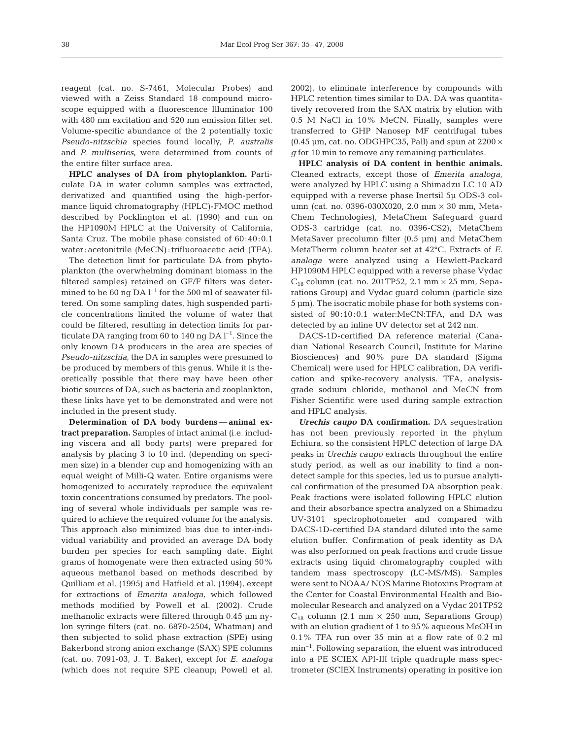reagent (cat. no. S-7461, Molecular Probes) and viewed with a Zeiss Standard 18 compound microscope equipped with a fluorescence Illuminator 100 with 480 nm excitation and 520 nm emission filter set. Volume-specific abundance of the 2 potentially toxic *Pseudo-nitzschia* species found locally, *P. australis* and *P. multiseries*, were determined from counts of the entire filter surface area.

**HPLC analyses of DA from phytoplankton.** Particulate DA in water column samples was extracted, derivatized and quantified using the high-performance liquid chromatography (HPLC)-FMOC method described by Pocklington et al. (1990) and run on the HP1090M HPLC at the University of California, Santa Cruz. The mobile phase consisted of 60:40:0.1 water:acetonitrile (MeCN):trifluoroacetic acid (TFA).

The detection limit for particulate DA from phytoplankton (the overwhelming dominant biomass in the filtered samples) retained on GF/F filters was determined to be 60 ng DA $l^{-1}$ for the 500 ml of seawater filtered. On some sampling dates, high suspended particle concentrations limited the volume of water that could be filtered, resulting in detection limits for particulate DA ranging from 60 to 140 ng DA $l^{-1}$. Since the only known DA producers in the area are species of *Pseudo-nitzschia*, the DA in samples were presumed to be produced by members of this genus. While it is theoretically possible that there may have been other biotic sources of DA, such as bacteria and zooplankton, these links have yet to be demonstrated and were not included in the present study.

**Determination of DA body burdens — animal extract preparation.** Samples of intact animal (i.e. including viscera and all body parts) were prepared for analysis by placing 3 to 10 ind. (depending on specimen size) in a blender cup and homogenizing with an equal weight of Milli-Q water. Entire organisms were homogenized to accurately reproduce the equivalent toxin concentrations consumed by predators. The pooling of several whole individuals per sample was required to achieve the required volume for the analysis. This approach also minimized bias due to inter-individual variability and provided an average DA body burden per species for each sampling date. Eight grams of homogenate were then extracted using 50% aqueous methanol based on methods described by Quilliam et al. (1995) and Hatfield et al. (1994), except for extractions of *Emerita analoga,* which followed methods modified by Powell et al. (2002). Crude methanolic extracts were filtered through 0.45 µm nylon syringe filters (cat. no. 6870-2504, Whatman) and then subjected to solid phase extraction (SPE) using Bakerbond strong anion exchange (SAX) SPE columns (cat. no. 7091-03, J. T. Baker), except for *E. analoga* (which does not require SPE cleanup; Powell et al. 2002), to eliminate interference by compounds with HPLC retention times similar to DA. DA was quantitatively recovered from the SAX matrix by elution with 0.5 M NaCl in 10% MeCN. Finally, samples were transferred to GHP Nanosep MF centrifugal tubes (0.45 µm, cat. no. ODGHPC35, Pall) and spun at 2200 × *g* for 10 min to remove any remaining particulates.

**HPLC analysis of DA content in benthic animals.** Cleaned extracts, except those of *Emerita analoga*, were analyzed by HPLC using a Shimadzu LC 10 AD equipped with a reverse phase Inertsil 5µ ODS-3 column (cat. no. 0396-030X020, 2.0 mm × 30 mm, MetaChem Technologies), MetaChem Safeguard guard ODS-3 cartridge (cat. no. 0396-CS2), MetaChem MetaSaver precolumn filter (0.5 µm) and MetaChem MetaTherm column heater set at 42°C. Extracts of *E. analoga* were analyzed using a Hewlett-Packard HP1090M HPLC equipped with a reverse phase Vydac $C_{18}$ column (cat. no. 201TP52, 2.1 mm × 25 mm, Separations Group) and Vydac guard column (particle size 5 µm). The isocratic mobile phase for both systems consisted of 90:10:0.1 water:MeCN:TFA, and DA was detected by an inline UV detector set at 242 nm.

DACS-1D-certified DA reference material (Canadian National Research Council, Institute for Marine Biosciences) and 90% pure DA standard (Sigma Chemical) were used for HPLC calibration, DA verification and spike-recovery analysis. TFA, analysis-grade sodium chloride, methanol and MeCN from Fisher Scientific were used during sample extraction and HPLC analysis.

***Urechis caupo* DA confirmation.** DA sequestration has not been previously reported in the phylum Echiura, so the consistent HPLC detection of large DA peaks in *Urechis caupo* extracts throughout the entire study period, as well as our inability to find a non-detect sample for this species, led us to pursue analytical confirmation of the presumed DA absorption peak. Peak fractions were isolated following HPLC elution and their absorbance spectra analyzed on a Shimadzu UV-3101 spectrophotometer and compared with DACS-1D-certified DA standard diluted into the same elution buffer. Confirmation of peak identity as DA was also performed on peak fractions and crude tissue extracts using liquid chromatography coupled with tandem mass spectroscopy (LC-MS/MS). Samples were sent to NOAA/ NOS Marine Biotoxins Program at the Center for Coastal Environmental Health and Biomolecular Research and analyzed on a Vydac 201TP52 $C_{18}$ column (2.1 mm × 250 mm, Separations Group) with an elution gradient of 1 to 95% aqueous MeOH in 0.1% TFA run over 35 min at a flow rate of 0.2 ml $min^{-1}$. Following separation, the eluent was introduced into a PE SCIEX API-III triple quadruple mass spectrometer (SCIEX Instruments) operating in positive ion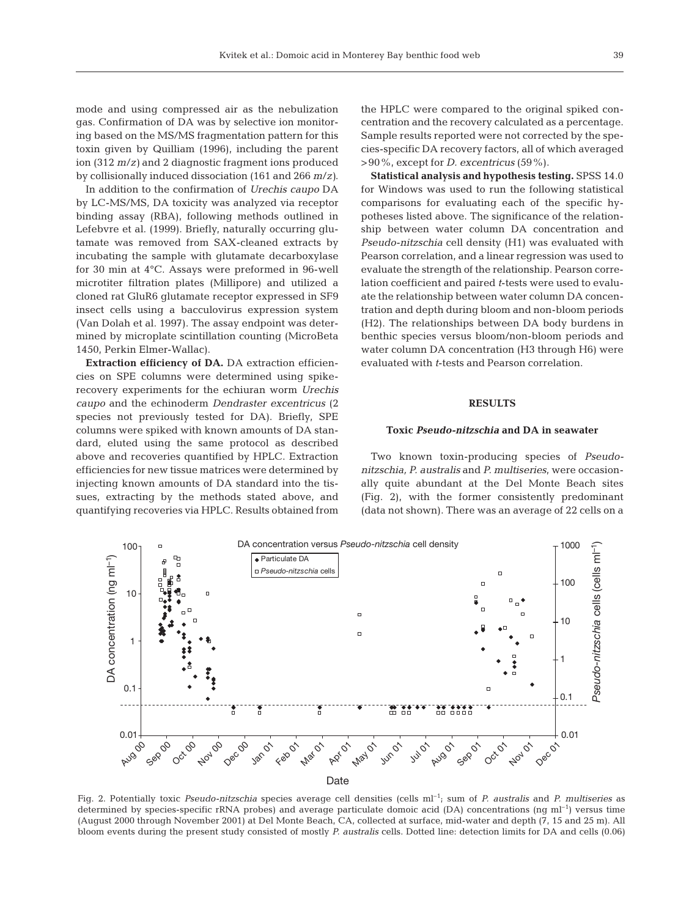mode and using compressed air as the nebulization gas. Confirmation of DA was by selective ion monitoring based on the MS/MS fragmentation pattern for this toxin given by Quilliam (1996), including the parent ion (312 $m/z$) and 2 diagnostic fragment ions produced by collisionally induced dissociation (161 and 266 $m/z$).

In addition to the confirmation of *Urechis caupo* DA by LC-MS/MS, DA toxicity was analyzed via receptor binding assay (RBA), following methods outlined in Lefebvre et al. (1999). Briefly, naturally occurring glutamate was removed from SAX-cleaned extracts by incubating the sample with glutamate decarboxylase for 30 min at 4°C. Assays were preformed in 96-well microtiter filtration plates (Millipore) and utilized a cloned rat GluR6 glutamate receptor expressed in SF9 insect cells using a bacculovirus expression system (Van Dolah et al. 1997). The assay endpoint was determined by microplate scintillation counting (MicroBeta 1450, Perkin Elmer-Wallac).

**Extraction efficiency of DA.** DA extraction efficiencies on SPE columns were determined using spike-recovery experiments for the echiuran worm *Urechis caupo* and the echinoderm *Dendraster excentricus* (2 species not previously tested for DA). Briefly, SPE columns were spiked with known amounts of DA standard, eluted using the same protocol as described above and recoveries quantified by HPLC. Extraction efficiencies for new tissue matrices were determined by injecting known amounts of DA standard into the tissues, extracting by the methods stated above, and quantifying recoveries via HPLC. Results obtained from the HPLC were compared to the original spiked concentration and the recovery calculated as a percentage. Sample results reported were not corrected by the species-specific DA recovery factors, all of which averaged >90%, except for *D. excentricus* (59%).

**Statistical analysis and hypothesis testing.** SPSS 14.0 for Windows was used to run the following statistical comparisons for evaluating each of the specific hypotheses listed above. The significance of the relationship between water column DA concentration and *Pseudo-nitzschia* cell density (H1) was evaluated with Pearson correlation, and a linear regression was used to evaluate the strength of the relationship. Pearson correlation coefficient and paired *t*-tests were used to evaluate the relationship between water column DA concentration and depth during bloom and non-bloom periods (H2). The relationships between DA body burdens in benthic species versus bloom/non-bloom periods and water column DA concentration (H3 through H6) were evaluated with *t*-tests and Pearson correlation.

## RESULTS

### Toxic *Pseudo-nitzschia* and DA in seawater

Two known toxin-producing species of *Pseudo-nitzschia*, *P. australis* and *P. multiseries*, were occasionally quite abundant at the Del Monte Beach sites (Fig. 2), with the former consistently predominant (data not shown). There was an average of 22 cells on a

Fig. 2. Potentially toxic *Pseudo-nitzschia* species average cell densities (cells ml$^{-1}$; sum of *P. australis* and *P. multiseries* as determined by species-specific rRNA probes) and average particulate domoic acid (DA) concentrations (ng ml$^{-1}$) versus time (August 2000 through November 2001) at Del Monte Beach, CA, collected at surface, mid-water and depth (7, 15 and 25 m). All bloom events during the present study consisted of mostly *P. australis* cells. Dotted line: detection limits for DA and cells (0.06)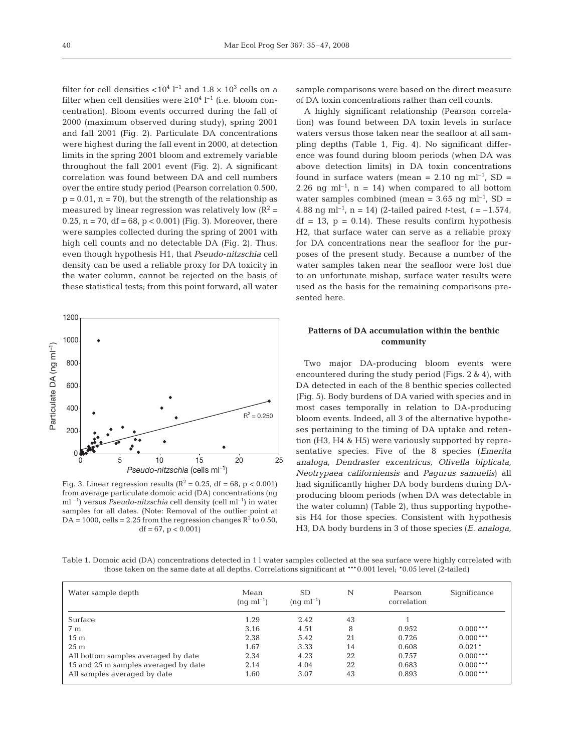filter for cell densities $<10^4$ $l^{-1}$ and $1.8 \times 10^3$ cells on a filter when cell densities were $\geq 10^4$ $l^{-1}$ (i.e. bloom concentration). Bloom events occurred during the fall of 2000 (maximum observed during study), spring 2001 and fall 2001 (Fig. 2). Particulate DA concentrations were highest during the fall event in 2000, at detection limits in the spring 2001 bloom and extremely variable throughout the fall 2001 event (Fig. 2). A significant correlation was found between DA and cell numbers over the entire study period (Pearson correlation 0.500, $p = 0.01$, $n = 70$), but the strength of the relationship as measured by linear regression was relatively low ($R^2 = 0.25$, $n = 70$, $df = 68$, $p < 0.001$) (Fig. 3). Moreover, there were samples collected during the spring of 2001 with high cell counts and no detectable DA (Fig. 2). Thus, even though hypothesis H1, that *Pseudo-nitzschia* cell density can be used a reliable proxy for DA toxicity in the water column, cannot be rejected on the basis of these statistical tests; from this point forward, all water sample comparisons were based on the direct measure of DA toxin concentrations rather than cell counts.

Fig. 3. Linear regression results ($R^2 = 0.25$, $df = 68$, $p < 0.001$) from average particulate domoic acid (DA) concentrations (ng $ml^{-1}$) versus *Pseudo-nitzschia* cell density (cell $ml^{-1}$) in water samples for all dates. (Note: Removal of the outlier point at DA = 1000, cells = 2.25 from the regression changes $R^2$ to 0.50, $df = 67$, $p < 0.001$)

A highly significant relationship (Pearson correlation) was found between DA toxin levels in surface waters versus those taken near the seafloor at all sampling depths (Table 1, Fig. 4). No significant difference was found during bloom periods (when DA was above detection limits) in DA toxin concentrations found in surface waters (mean = 2.10 ng $ml^{-1}$, SD = 2.26 ng $ml^{-1}$, $n = 14$) when compared to all bottom water samples combined (mean = 3.65 ng $ml^{-1}$, SD = 4.88 ng $ml^{-1}$, $n = 14$) (2-tailed paired *t*-test, $t = -1.574$, $df = 13$, $p = 0.14$). These results confirm hypothesis H2, that surface water can serve as a reliable proxy for DA concentrations near the seafloor for the purposes of the present study. Because a number of the water samples taken near the seafloor were lost due to an unfortunate mishap, surface water results were used as the basis for the remaining comparisons presented here.

### Patterns of DA accumulation within the benthic community

Two major DA-producing bloom events were encountered during the study period (Figs. 2 & 4), with DA detected in each of the 8 benthic species collected (Fig. 5). Body burdens of DA varied with species and in most cases temporally in relation to DA-producing bloom events. Indeed, all 3 of the alternative hypotheses pertaining to the timing of DA uptake and retention (H3, H4 & H5) were variously supported by representative species. Five of the 8 species (*Emerita analoga, Dendraster excentricus, Olivella biplicata, Neotrypaea californiensis* and *Pagurus samuelis*) all had significantly higher DA body burdens during DA-producing bloom periods (when DA was detectable in the water column) (Table 2), thus supporting hypothesis H4 for those species. Consistent with hypothesis H3, DA body burdens in 3 of those species (*E. analoga,*

Table 1. Domoic acid (DA) concentrations detected in 1 l water samples collected at the sea surface were highly correlated with those taken on the same date at all depths. Correlations significant at \*\*\*0.001 level; \*0.05 level (2-tailed)

| Water sample depth | Mean (ng $ml^{-1}$) | SD (ng $ml^{-1}$) | N | Pearson correlation | Significance |
|---|---|---|---|---|---|
| Surface | 1.29 | 2.42 | 43 | 1 | |
| 7 m | 3.16 | 4.51 | 8 | 0.952 | 0.000*** |
| 15 m | 2.38 | 5.42 | 21 | 0.726 | 0.000*** |
| 25 m | 1.67 | 3.33 | 14 | 0.608 | 0.021* |
| All bottom samples averaged by date | 2.34 | 4.23 | 22 | 0.757 | 0.000*** |
| 15 and 25 m samples averaged by date | 2.14 | 4.04 | 22 | 0.683 | 0.000*** |
| All samples averaged by date | 1.60 | 3.07 | 43 | 0.893 | 0.000*** |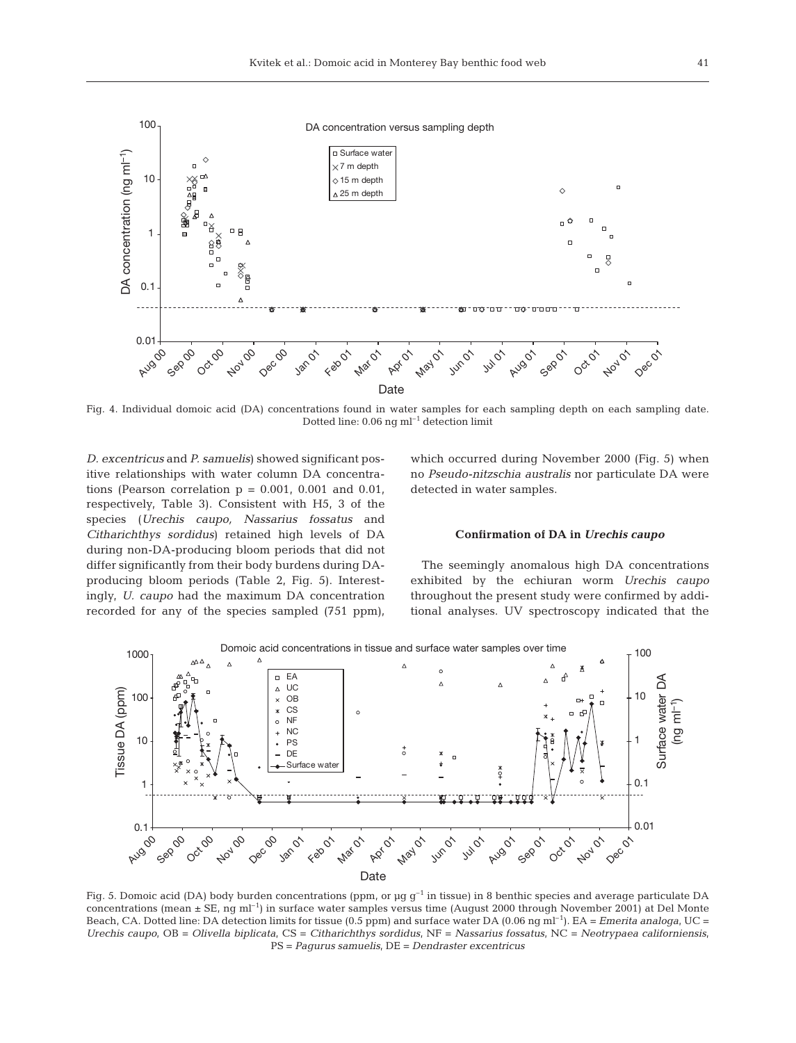Fig. 4. Individual domoic acid (DA) concentrations found in water samples for each sampling depth on each sampling date. Dotted line: 0.06 ng ml$^{-1}$ detection limit

*D. excentricus* and *P. samuelis*) showed significant positive relationships with water column DA concentrations (Pearson correlation p = 0.001, 0.001 and 0.01, respectively, Table 3). Consistent with H5, 3 of the species (*Urechis caupo, Nassarius fossatus* and *Citharichthys sordidus*) retained high levels of DA during non-DA-producing bloom periods that did not differ significantly from their body burdens during DA-producing bloom periods (Table 2, Fig. 5). Interestingly, *U. caupo* had the maximum DA concentration recorded for any of the species sampled (751 ppm), which occurred during November 2000 (Fig. 5) when no *Pseudo-nitzschia australis* nor particulate DA were detected in water samples.

### Confirmation of DA in *Urechis caupo*

The seemingly anomalous high DA concentrations exhibited by the echiuran worm *Urechis caupo* throughout the present study were confirmed by additional analyses. UV spectroscopy indicated that the

Fig. 5. Domoic acid (DA) body burden concentrations (ppm, or µg g$^{-1}$ in tissue) in 8 benthic species and average particulate DA concentrations (mean ± SE, ng ml$^{-1}$) in surface water samples versus time (August 2000 through November 2001) at Del Monte Beach, CA. Dotted line: DA detection limits for tissue (0.5 ppm) and surface water DA (0.06 ng ml$^{-1}$). EA = *Emerita analoga*, UC = *Urechis caupo*, OB = *Olivella biplicata*, CS = *Citharichthys sordidus*, NF = *Nassarius fossatus*, NC = *Neotrypaea californiensis*, PS = *Pagurus samuelis*, DE = *Dendraster excentricus*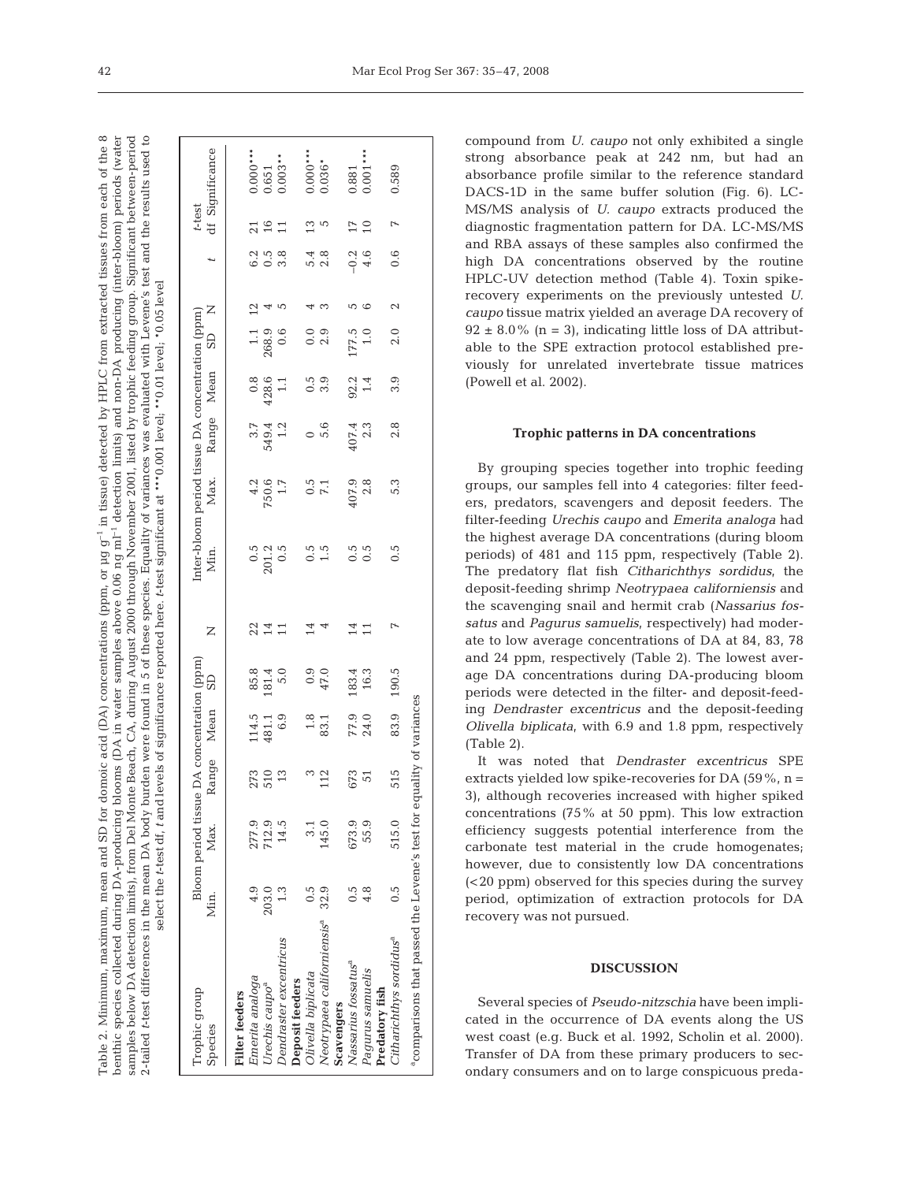Table 2. Minimum, maximum, mean and SD for domoic acid (DA) concentrations (ppm, or µg $g^{-1}$ in tissue) detected by HPLC from extracted tissues from each of the 8 benthic species collected during DA-producing blooms (DA in water samples above 0.06 ng $ml^{-1}$ detection limits) and non-DA producing (inter-bloom) periods (water samples below DA detection limits), from Del Monte Beach, CA, during August 2000 through November 2001, listed by trophic feeding group. Significant between-period 2-tailed *t*-test differences in the mean DA body burden were found in 5 of these species. Equality of variances was evaluated with Levene's test and the results used to select the *t*-test df, *t* and levels of significance reported here. *t*-test significant at ***0.001 level; **0.01 level; *0.05 level

| Trophic group | Bloom period tissue DA concentration (ppm) | | | | | | Inter-bloom period tissue DA concentration (ppm) | | | | | | *t*-test | | |
|---|---|---|---|---|---|---|---|---|---|---|---|---|---|---|---|
| Species | Min. | Max. | Range | Mean | SD | N | Min. | Max. | Range | Mean | SD | N | *t* | df | Significance |
| **Filter feeders** | | | | | | | | | | | | | | | |
| *Emerita analoga* | 4.9 | 277.9 | 273 | 114.5 | 85.8 | 22 | 0.5 | 4.2 | 3.7 | 0.8 | 1.1 | 12 | 6.2 | 21 | 0.000*** |
| *Urechis caupo*[a] | 203.0 | 712.9 | 510 | 481.1 | 181.4 | 14 | 201.2 | 750.6 | 549.4 | 428.6 | 268.9 | 4 | 0.5 | 16 | 0.651 |
| *Dendraster excentricus* | 1.3 | 14.5 | 13 | 6.9 | 5.0 | 11 | 0.5 | 1.7 | 1.2 | 1.1 | 0.6 | 5 | 3.8 | 11 | 0.003** |
| **Deposit feeders** | | | | | | | | | | | | | | | |
| *Olivella biplicata* | 0.5 | 3.1 | 3 | 1.8 | 0.9 | 14 | 0.5 | 0.5 | 0 | 0.5 | 0.0 | 4 | 5.4 | 13 | 0.000*** |
| *Neotrypaea californiensis*[a] | 32.9 | 145.0 | 112 | 83.1 | 47.0 | 4 | 1.5 | 7.1 | 5.6 | 3.9 | 2.9 | 3 | 2.8 | 5 | 0.036* |
| **Scavengers** | | | | | | | | | | | | | | | |
| *Nassarius fossatus*[a] | 0.5 | 673.9 | 673 | 77.9 | 183.4 | 14 | 0.5 | 407.9 | 407.4 | 92.2 | 177.5 | 5 | −0.2 | 17 | 0.881 |
| *Pagurus samuelis* | 4.8 | 55.9 | 51 | 24.0 | 16.3 | 11 | 0.5 | 2.8 | 2.3 | 1.4 | 1.0 | 6 | 4.6 | 10 | 0.001*** |
| **Predatory fish** | | | | | | | | | | | | | | | |
| *Citharichthys sordidus*[a] | 0.5 | 515.0 | 515 | 83.9 | 190.5 | 7 | 0.5 | 5.3 | 2.8 | 3.9 | 2.0 | 2 | 0.6 | 7 | 0.589 |

[a]comparisons that passed the Levene's test for equality of variances

compound from *U. caupo* not only exhibited a single strong absorbance peak at 242 nm, but had an absorbance profile similar to the reference standard DACS-1D in the same buffer solution (Fig. 6). LC-MS/MS analysis of *U. caupo* extracts produced the diagnostic fragmentation pattern for DA. LC-MS/MS and RBA assays of these samples also confirmed the high DA concentrations observed by the routine HPLC-UV detection method (Table 4). Toxin spike-recovery experiments on the previously untested *U. caupo* tissue matrix yielded an average DA recovery of 92 ± 8.0% (n = 3), indicating little loss of DA attributable to the SPE extraction protocol established previously for unrelated invertebrate tissue matrices (Powell et al. 2002).

### Trophic patterns in DA concentrations

By grouping species together into trophic feeding groups, our samples fell into 4 categories: filter feeders, predators, scavengers and deposit feeders. The filter-feeding *Urechis caupo* and *Emerita analoga* had the highest average DA concentrations (during bloom periods) of 481 and 115 ppm, respectively (Table 2). The predatory flat fish *Citharichthys sordidus*, the deposit-feeding shrimp *Neotrypaea californiensis* and the scavenging snail and hermit crab (*Nassarius fossatus* and *Pagurus samuelis*, respectively) had moderate to low average concentrations of DA at 84, 83, 78 and 24 ppm, respectively (Table 2). The lowest average DA concentrations during DA-producing bloom periods were detected in the filter- and deposit-feeding *Dendraster excentricus* and the deposit-feeding *Olivella biplicata*, with 6.9 and 1.8 ppm, respectively (Table 2).

It was noted that *Dendraster excentricus* SPE extracts yielded low spike-recoveries for DA (59%, n = 3), although recoveries increased with higher spiked concentrations (75% at 50 ppm). This low extraction efficiency suggests potential interference from the carbonate test material in the crude homogenates; however, due to consistently low DA concentrations (<20 ppm) observed for this species during the survey period, optimization of extraction protocols for DA recovery was not pursued.

## DISCUSSION

Several species of *Pseudo-nitzschia* have been implicated in the occurrence of DA events along the US west coast (e.g. Buck et al. 1992, Scholin et al. 2000). Transfer of DA from these primary producers to secondary consumers and on to large conspicuous preda-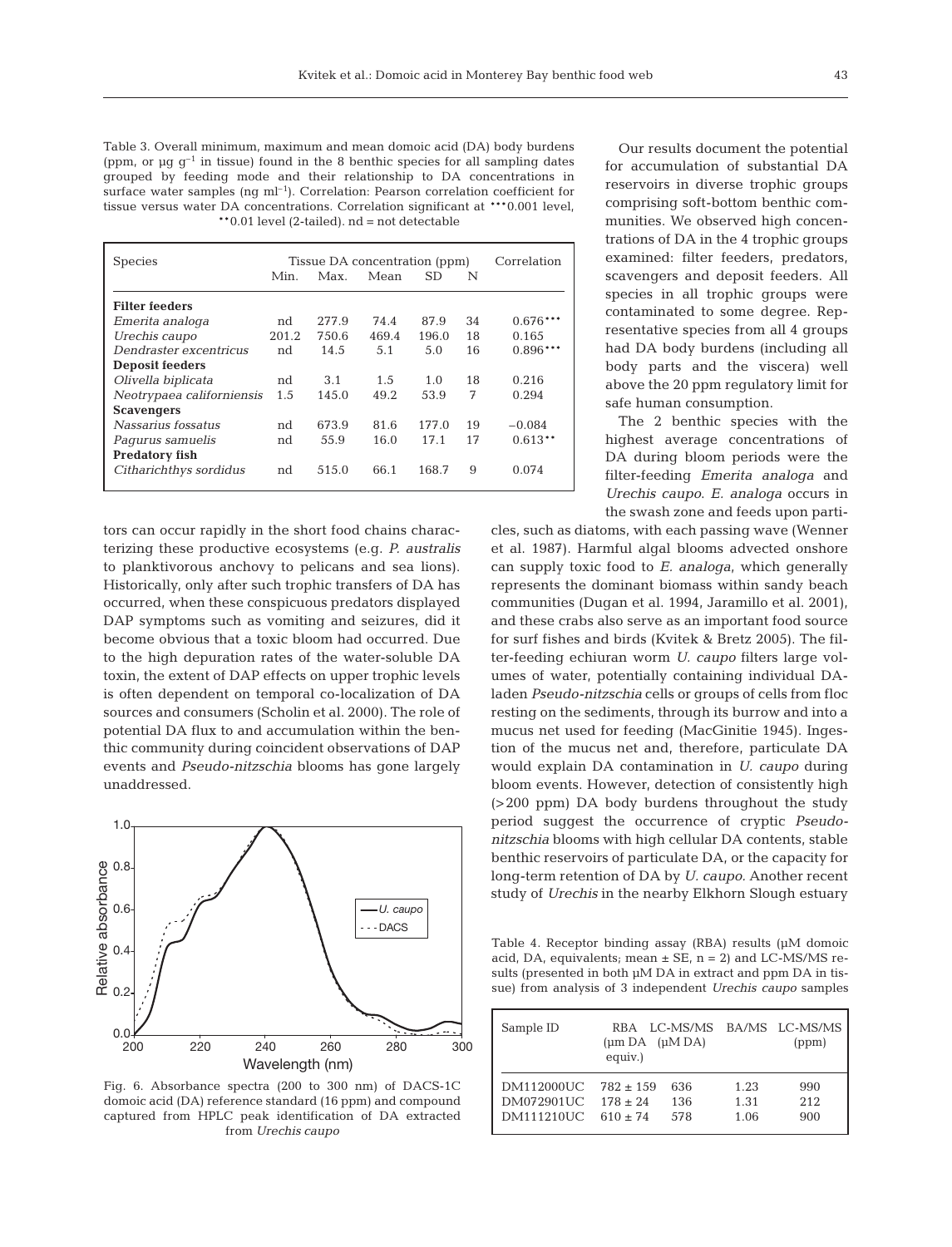Table 3. Overall minimum, maximum and mean domoic acid (DA) body burdens (ppm, or µg $g^{-1}$ in tissue) found in the 8 benthic species for all sampling dates grouped by feeding mode and their relationship to DA concentrations in surface water samples (ng $ml^{-1}$). Correlation: Pearson correlation coefficient for tissue versus water DA concentrations. Correlation significant at ***0.001 level, **0.01 level (2-tailed). nd = not detectable

| Species | Tissue DA concentration (ppm) | | | | | Correlation |
|---|---|---|---|---|---|---|
| | Min. | Max. | Mean | SD | N | |
| **Filter feeders** | | | | | | |
| *Emerita analoga* | nd | 277.9 | 74.4 | 87.9 | 34 | 0.676*** |
| *Urechis caupo* | 201.2 | 750.6 | 469.4 | 196.0 | 18 | 0.165 |
| *Dendraster excentricus* | nd | 14.5 | 5.1 | 5.0 | 16 | 0.896*** |
| **Deposit feeders** | | | | | | |
| *Olivella biplicata* | nd | 3.1 | 1.5 | 1.0 | 18 | 0.216 |
| *Neotrypaea californiensis* | 1.5 | 145.0 | 49.2 | 53.9 | 7 | 0.294 |
| **Scavengers** | | | | | | |
| *Nassarius fossatus* | nd | 673.9 | 81.6 | 177.0 | 19 | −0.084 |
| *Pagurus samuelis* | nd | 55.9 | 16.0 | 17.1 | 17 | 0.613** |
| **Predatory fish** | | | | | | |
| *Citharichthys sordidus* | nd | 515.0 | 66.1 | 168.7 | 9 | 0.074 |

tors can occur rapidly in the short food chains characterizing these productive ecosystems (e.g. *P. australis* to planktivorous anchovy to pelicans and sea lions). Historically, only after such trophic transfers of DA has occurred, when these conspicuous predators displayed DAP symptoms such as vomiting and seizures, did it become obvious that a toxic bloom had occurred. Due to the high depuration rates of the water-soluble DA toxin, the extent of DAP effects on upper trophic levels is often dependent on temporal co-localization of DA sources and consumers (Scholin et al. 2000). The role of potential DA flux to and accumulation within the benthic community during coincident observations of DAP events and *Pseudo-nitzschia* blooms has gone largely unaddressed.

Fig. 6. Absorbance spectra (200 to 300 nm) of DACS-1C domoic acid (DA) reference standard (16 ppm) and compound captured from HPLC peak identification of DA extracted from *Urechis caupo*

Our results document the potential for accumulation of substantial DA reservoirs in diverse trophic groups comprising soft-bottom benthic communities. We observed high concentrations of DA in the 4 trophic groups examined: filter feeders, predators, scavengers and deposit feeders. All species in all trophic groups were contaminated to some degree. Representative species from all 4 groups had DA body burdens (including all body parts and the viscera) well above the 20 ppm regulatory limit for safe human consumption.

The 2 benthic species with the highest average concentrations of DA during bloom periods were the filter-feeding *Emerita analoga* and *Urechis caupo*. *E. analoga* occurs in the swash zone and feeds upon particles, such as diatoms, with each passing wave (Wenner et al. 1987). Harmful algal blooms advected onshore can supply toxic food to *E. analoga*, which generally represents the dominant biomass within sandy beach communities (Dugan et al. 1994, Jaramillo et al. 2001), and these crabs also serve as an important food source for surf fishes and birds (Kvitek & Bretz 2005). The filter-feeding echiuran worm *U. caupo* filters large volumes of water, potentially containing individual DA-laden *Pseudo-nitzschia* cells or groups of cells from floc resting on the sediments, through its burrow and into a mucus net used for feeding (MacGinitie 1945). Ingestion of the mucus net and, therefore, particulate DA would explain DA contamination in *U. caupo* during bloom events. However, detection of consistently high (>200 ppm) DA body burdens throughout the study period suggest the occurrence of cryptic *Pseudo-nitzschia* blooms with high cellular DA contents, stable benthic reservoirs of particulate DA, or the capacity for long-term retention of DA by *U. caupo*. Another recent study of *Urechis* in the nearby Elkhorn Slough estuary

Table 4. Receptor binding assay (RBA) results (µM domoic acid, DA, equivalents; mean ± SE, n = 2) and LC-MS/MS results (presented in both µM DA in extract and ppm DA in tissue) from analysis of 3 independent *Urechis caupo* samples

| Sample ID | RBA (µm DA equiv.) | LC-MS/MS (µM DA) | BA/MS | LC-MS/MS (ppm) |
|---|---|---|---|---|
| DM112000UC | 782 ± 159 | 636 | 1.23 | 990 |
| DM072901UC | 178 ± 24 | 136 | 1.31 | 212 |
| DM111210UC | 610 ± 74 | 578 | 1.06 | 900 |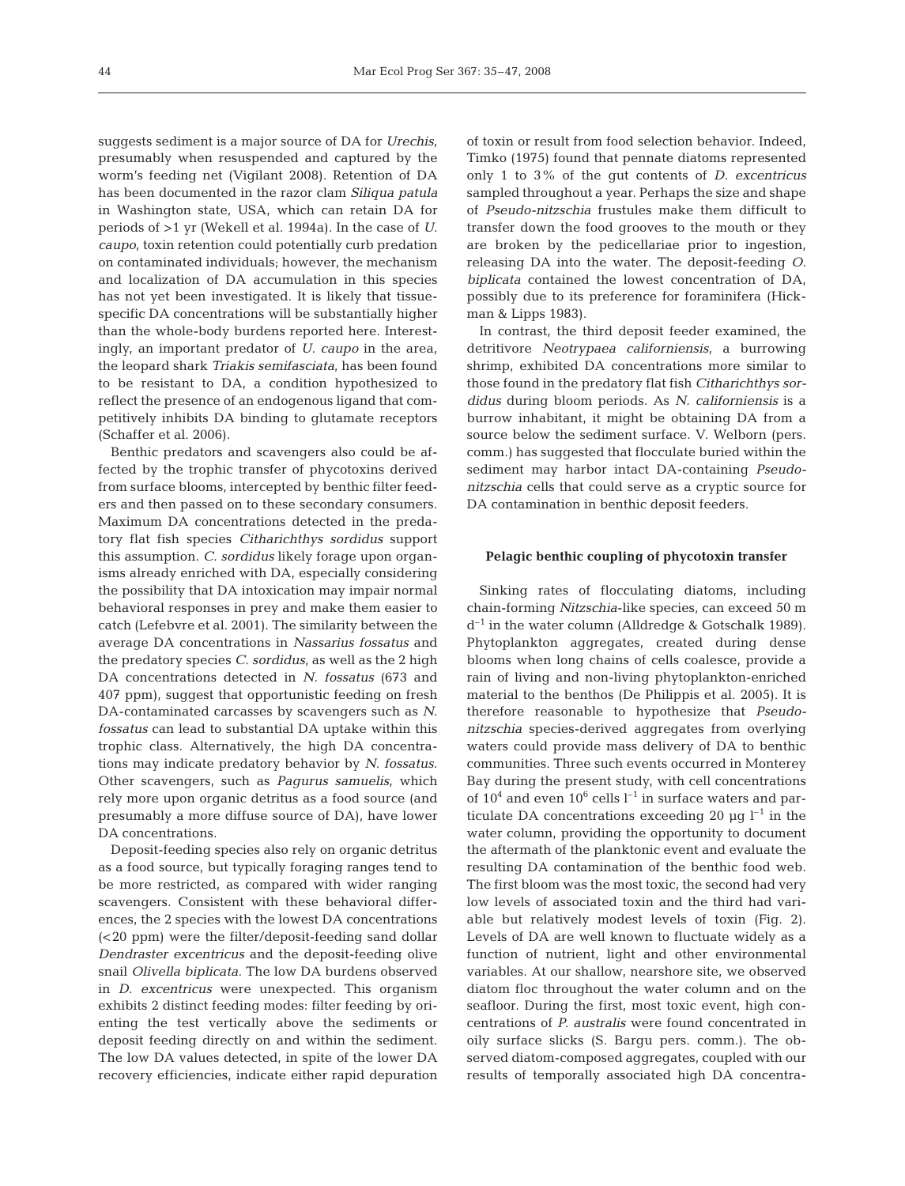suggests sediment is a major source of DA for *Urechis*, presumably when resuspended and captured by the worm's feeding net (Vigilant 2008). Retention of DA has been documented in the razor clam *Siliqua patula* in Washington state, USA, which can retain DA for periods of >1 yr (Wekell et al. 1994a). In the case of *U. caupo*, toxin retention could potentially curb predation on contaminated individuals; however, the mechanism and localization of DA accumulation in this species has not yet been investigated. It is likely that tissue-specific DA concentrations will be substantially higher than the whole-body burdens reported here. Interestingly, an important predator of *U. caupo* in the area, the leopard shark *Triakis semifasciata*, has been found to be resistant to DA, a condition hypothesized to reflect the presence of an endogenous ligand that competitively inhibits DA binding to glutamate receptors (Schaffer et al. 2006).

Benthic predators and scavengers also could be affected by the trophic transfer of phycotoxins derived from surface blooms, intercepted by benthic filter feeders and then passed on to these secondary consumers. Maximum DA concentrations detected in the predatory flat fish species *Citharichthys sordidus* support this assumption. *C. sordidus* likely forage upon organisms already enriched with DA, especially considering the possibility that DA intoxication may impair normal behavioral responses in prey and make them easier to catch (Lefebvre et al. 2001). The similarity between the average DA concentrations in *Nassarius fossatus* and the predatory species *C. sordidus*, as well as the 2 high DA concentrations detected in *N. fossatus* (673 and 407 ppm), suggest that opportunistic feeding on fresh DA-contaminated carcasses by scavengers such as *N. fossatus* can lead to substantial DA uptake within this trophic class. Alternatively, the high DA concentrations may indicate predatory behavior by *N. fossatus*. Other scavengers, such as *Pagurus samuelis*, which rely more upon organic detritus as a food source (and presumably a more diffuse source of DA), have lower DA concentrations.

Deposit-feeding species also rely on organic detritus as a food source, but typically foraging ranges tend to be more restricted, as compared with wider ranging scavengers. Consistent with these behavioral differences, the 2 species with the lowest DA concentrations (<20 ppm) were the filter/deposit-feeding sand dollar *Dendraster excentricus* and the deposit-feeding olive snail *Olivella biplicata*. The low DA burdens observed in *D. excentricus* were unexpected. This organism exhibits 2 distinct feeding modes: filter feeding by orienting the test vertically above the sediments or deposit feeding directly on and within the sediment. The low DA values detected, in spite of the lower DA recovery efficiencies, indicate either rapid depuration of toxin or result from food selection behavior. Indeed, Timko (1975) found that pennate diatoms represented only 1 to 3% of the gut contents of *D. excentricus* sampled throughout a year. Perhaps the size and shape of *Pseudo-nitzschia* frustules make them difficult to transfer down the food grooves to the mouth or they are broken by the pedicellariae prior to ingestion, releasing DA into the water. The deposit-feeding *O. biplicata* contained the lowest concentration of DA, possibly due to its preference for foraminifera (Hickman & Lipps 1983).

In contrast, the third deposit feeder examined, the detritivore *Neotrypaea californiensis*, a burrowing shrimp, exhibited DA concentrations more similar to those found in the predatory flat fish *Citharichthys sordidus* during bloom periods. As *N. californiensis* is a burrow inhabitant, it might be obtaining DA from a source below the sediment surface. V. Welborn (pers. comm.) has suggested that flocculate buried within the sediment may harbor intact DA-containing *Pseudo-nitzschia* cells that could serve as a cryptic source for DA contamination in benthic deposit feeders.

**Pelagic benthic coupling of phycotoxin transfer**

Sinking rates of flocculating diatoms, including chain-forming *Nitzschia*-like species, can exceed 50 m $d^{-1}$ in the water column (Alldredge & Gotschalk 1989). Phytoplankton aggregates, created during dense blooms when long chains of cells coalesce, provide a rain of living and non-living phytoplankton-enriched material to the benthos (De Philippis et al. 2005). It is therefore reasonable to hypothesize that *Pseudo-nitzschia* species-derived aggregates from overlying waters could provide mass delivery of DA to benthic communities. Three such events occurred in Monterey Bay during the present study, with cell concentrations of $10^4$ and even $10^6$ cells $l^{-1}$ in surface waters and particulate DA concentrations exceeding 20 µg $l^{-1}$ in the water column, providing the opportunity to document the aftermath of the planktonic event and evaluate the resulting DA contamination of the benthic food web. The first bloom was the most toxic, the second had very low levels of associated toxin and the third had variable but relatively modest levels of toxin (Fig. 2). Levels of DA are well known to fluctuate widely as a function of nutrient, light and other environmental variables. At our shallow, nearshore site, we observed diatom floc throughout the water column and on the seafloor. During the first, most toxic event, high concentrations of *P. australis* were found concentrated in oily surface slicks (S. Bargu pers. comm.). The observed diatom-composed aggregates, coupled with our results of temporally associated high DA concentra-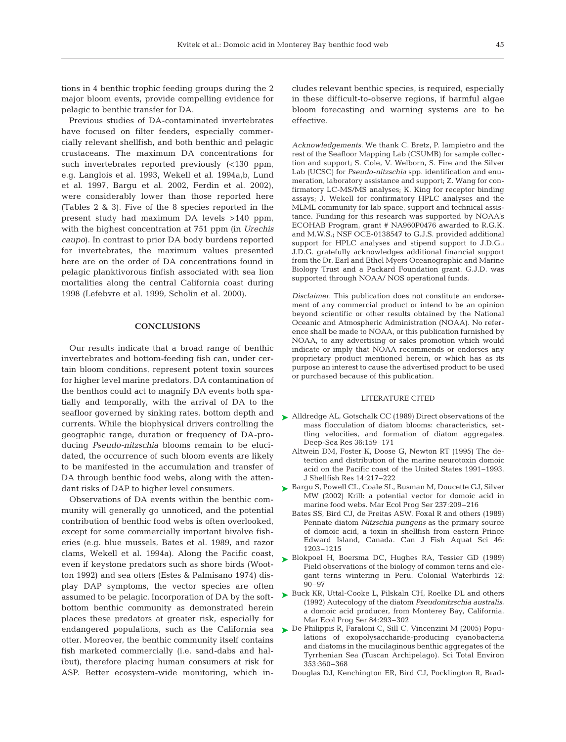tions in 4 benthic trophic feeding groups during the 2 major bloom events, provide compelling evidence for pelagic to benthic transfer for DA.

Previous studies of DA-contaminated invertebrates have focused on filter feeders, especially commercially relevant shellfish, and both benthic and pelagic crustaceans. The maximum DA concentrations for such invertebrates reported previously (<130 ppm, e.g. Langlois et al. 1993, Wekell et al. 1994a,b, Lund et al. 1997, Bargu et al. 2002, Ferdin et al. 2002), were considerably lower than those reported here (Tables 2 & 3). Five of the 8 species reported in the present study had maximum DA levels >140 ppm, with the highest concentration at 751 ppm (in *Urechis caupo*). In contrast to prior DA body burdens reported for invertebrates, the maximum values presented here are on the order of DA concentrations found in pelagic planktivorous finfish associated with sea lion mortalities along the central California coast during 1998 (Lefebvre et al. 1999, Scholin et al. 2000).

## CONCLUSIONS

Our results indicate that a broad range of benthic invertebrates and bottom-feeding fish can, under certain bloom conditions, represent potent toxin sources for higher level marine predators. DA contamination of the benthos could act to magnify DA events both spatially and temporally, with the arrival of DA to the seafloor governed by sinking rates, bottom depth and currents. While the biophysical drivers controlling the geographic range, duration or frequency of DA-producing *Pseudo-nitzschia* blooms remain to be elucidated, the occurrence of such bloom events are likely to be manifested in the accumulation and transfer of DA through benthic food webs, along with the attendant risks of DAP to higher level consumers.

Observations of DA events within the benthic community will generally go unnoticed, and the potential contribution of benthic food webs is often overlooked, except for some commercially important bivalve fisheries (e.g. blue mussels, Bates et al. 1989, and razor clams, Wekell et al. 1994a). Along the Pacific coast, even if keystone predators such as shore birds (Wootton 1992) and sea otters (Estes & Palmisano 1974) display DAP symptoms, the vector species are often assumed to be pelagic. Incorporation of DA by the soft-bottom benthic community as demonstrated herein places these predators at greater risk, especially for endangered populations, such as the California sea otter. Moreover, the benthic community itself contains fish marketed commercially (i.e. sand-dabs and halibut), therefore placing human consumers at risk for ASP. Better ecosystem-wide monitoring, which includes relevant benthic species, is required, especially in these difficult-to-observe regions, if harmful algae bloom forecasting and warning systems are to be effective.

*Acknowledgements*. We thank C. Bretz, P. Iampietro and the rest of the Seafloor Mapping Lab (CSUMB) for sample collection and support; S. Cole, V. Welborn, S. Fire and the Silver Lab (UCSC) for *Pseudo-nitzschia* spp. identification and enumeration, laboratory assistance and support; Z. Wang for confirmatory LC-MS/MS analyses; K. King for receptor binding assays; J. Wekell for confirmatory HPLC analyses and the MLML community for lab space, support and technical assistance. Funding for this research was supported by NOAA's ECOHAB Program, grant # NA960P0476 awarded to R.G.K. and M.W.S.; NSF OCE-0138547 to G.J.S. provided additional support for HPLC analyses and stipend support to J.D.G.; J.D.G. gratefully acknowledges additional financial support from the Dr. Earl and Ethel Myers Oceanographic and Marine Biology Trust and a Packard Foundation grant. G.J.D. was supported through NOAA/ NOS operational funds.

*Disclaimer*. This publication does not constitute an endorsement of any commercial product or intend to be an opinion beyond scientific or other results obtained by the National Oceanic and Atmospheric Administration (NOAA). No reference shall be made to NOAA, or this publication furnished by NOAA, to any advertising or sales promotion which would indicate or imply that NOAA recommends or endorses any proprietary product mentioned herein, or which has as its purpose an interest to cause the advertised product to be used or purchased because of this publication.

## LITERATURE CITED

Alldredge AL, Gotschalk CC (1989) Direct observations of the mass flocculation of diatom blooms: characteristics, settling velocities, and formation of diatom aggregates. Deep-Sea Res 36:159–171

Altwein DM, Foster K, Doose G, Newton RT (1995) The detection and distribution of the marine neurotoxin domoic acid on the Pacific coast of the United States 1991–1993. J Shellfish Res 14:217–222

Bargu S, Powell CL, Coale SL, Busman M, Doucette GJ, Silver MW (2002) Krill: a potential vector for domoic acid in marine food webs. Mar Ecol Prog Ser 237:209–216

Bates SS, Bird CJ, de Freitas ASW, Foxal R and others (1989) Pennate diatom *Nitzschia pungens* as the primary source of domoic acid, a toxin in shellfish from eastern Prince Edward Island, Canada. Can J Fish Aquat Sci 46: 1203–1215

Blokpoel H, Boersma DC, Hughes RA, Tessier GD (1989) Field observations of the biology of common terns and elegant terns wintering in Peru. Colonial Waterbirds 12: 90–97

Buck KR, Uttal-Cooke L, Pilskaln CH, Roelke DL and others (1992) Autecology of the diatom *Pseudonitzschia australis*, a domoic acid producer, from Monterey Bay, California. Mar Ecol Prog Ser 84:293–302

De Philippis R, Faraloni C, Sill C, Vincenzini M (2005) Populations of exopolysaccharide-producing cyanobacteria and diatoms in the mucilaginous benthic aggregates of the Tyrrhenian Sea (Tuscan Archipelago). Sci Total Environ 353:360–368

Douglas DJ, Kenchington ER, Bird CJ, Pocklington R, Brad-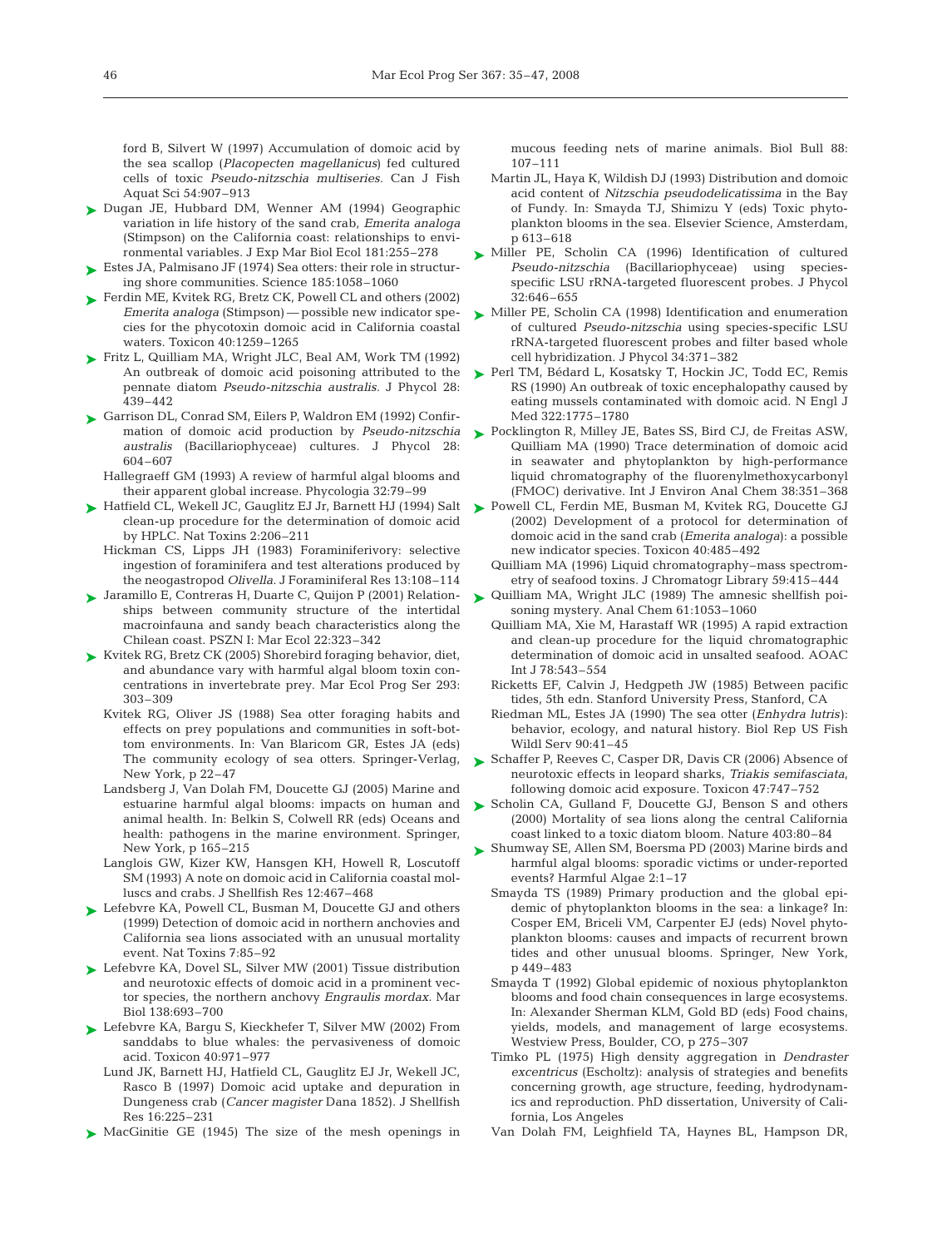ford B, Silvert W (1997) Accumulation of domoic acid by the sea scallop (*Placopecten magellanicus*) fed cultured cells of toxic *Pseudo-nitzschia multiseries.* Can J Fish Aquat Sci 54:907–913

Dugan JE, Hubbard DM, Wenner AM (1994) Geographic variation in life history of the sand crab, *Emerita analoga* (Stimpson) on the California coast: relationships to environmental variables. J Exp Mar Biol Ecol 181:255–278

Estes JA, Palmisano JF (1974) Sea otters: their role in structuring shore communities. Science 185:1058–1060

Ferdin ME, Kvitek RG, Bretz CK, Powell CL and others (2002) *Emerita analoga* (Stimpson) — possible new indicator species for the phycotoxin domoic acid in California coastal waters. Toxicon 40:1259–1265

Fritz L, Quilliam MA, Wright JLC, Beal AM, Work TM (1992) An outbreak of domoic acid poisoning attributed to the pennate diatom *Pseudo-nitzschia australis.* J Phycol 28: 439–442

Garrison DL, Conrad SM, Eilers P, Waldron EM (1992) Confirmation of domoic acid production by *Pseudo-nitzschia australis* (Bacillariophyceae) cultures. J Phycol 28: 604–607

Hallegraeff GM (1993) A review of harmful algal blooms and their apparent global increase. Phycologia 32:79–99

Hatfield CL, Wekell JC, Gauglitz EJ Jr, Barnett HJ (1994) Salt clean-up procedure for the determination of domoic acid by HPLC. Nat Toxins 2:206–211

Hickman CS, Lipps JH (1983) Foraminiferivory: selective ingestion of foraminifera and test alterations produced by the neogastropod *Olivella.* J Foraminiferal Res 13:108–114

Jaramillo E, Contreras H, Duarte C, Quijon P (2001) Relationships between community structure of the intertidal macroinfauna and sandy beach characteristics along the Chilean coast. PSZN I: Mar Ecol 22:323–342

Kvitek RG, Bretz CK (2005) Shorebird foraging behavior, diet, and abundance vary with harmful algal bloom toxin concentrations in invertebrate prey. Mar Ecol Prog Ser 293: 303–309

Kvitek RG, Oliver JS (1988) Sea otter foraging habits and effects on prey populations and communities in soft-bottom environments. In: Van Blaricom GR, Estes JA (eds) The community ecology of sea otters. Springer-Verlag, New York, p 22–47

Landsberg J, Van Dolah FM, Doucette GJ (2005) Marine and estuarine harmful algal blooms: impacts on human and animal health. In: Belkin S, Colwell RR (eds) Oceans and health: pathogens in the marine environment. Springer, New York, p 165–215

Langlois GW, Kizer KW, Hansgen KH, Howell R, Loscutoff SM (1993) A note on domoic acid in California coastal molluscs and crabs. J Shellfish Res 12:467–468

Lefebvre KA, Powell CL, Busman M, Doucette GJ and others (1999) Detection of domoic acid in northern anchovies and California sea lions associated with an unusual mortality event. Nat Toxins 7:85–92

Lefebvre KA, Dovel SL, Silver MW (2001) Tissue distribution and neurotoxic effects of domoic acid in a prominent vector species, the northern anchovy *Engraulis mordax.* Mar Biol 138:693–700

Lefebvre KA, Bargu S, Kieckhefer T, Silver MW (2002) From sanddabs to blue whales: the pervasiveness of domoic acid. Toxicon 40:971–977

Lund JK, Barnett HJ, Hatfield CL, Gauglitz EJ Jr, Wekell JC, Rasco B (1997) Domoic acid uptake and depuration in Dungeness crab (*Cancer magister* Dana 1852). J Shellfish Res 16:225–231

MacGinitie GE (1945) The size of the mesh openings in mucous feeding nets of marine animals. Biol Bull 88: 107–111

Martin JL, Haya K, Wildish DJ (1993) Distribution and domoic acid content of *Nitzschia pseudodelicatissima* in the Bay of Fundy. In: Smayda TJ, Shimizu Y (eds) Toxic phytoplankton blooms in the sea. Elsevier Science, Amsterdam, p 613–618

Miller PE, Scholin CA (1996) Identification of cultured *Pseudo-nitzschia* (Bacillariophyceae) using species-specific LSU rRNA-targeted fluorescent probes. J Phycol 32:646–655

Miller PE, Scholin CA (1998) Identification and enumeration of cultured *Pseudo-nitzschia* using species-specific LSU rRNA-targeted fluorescent probes and filter based whole cell hybridization. J Phycol 34:371–382

Perl TM, Bédard L, Kosatsky T, Hockin JC, Todd EC, Remis RS (1990) An outbreak of toxic encephalopathy caused by eating mussels contaminated with domoic acid. N Engl J Med 322:1775–1780

Pocklington R, Milley JE, Bates SS, Bird CJ, de Freitas ASW, Quilliam MA (1990) Trace determination of domoic acid in seawater and phytoplankton by high-performance liquid chromatography of the fluorenylmethoxycarbonyl (FMOC) derivative. Int J Environ Anal Chem 38:351–368

Powell CL, Ferdin ME, Busman M, Kvitek RG, Doucette GJ (2002) Development of a protocol for determination of domoic acid in the sand crab (*Emerita analoga*): a possible new indicator species. Toxicon 40:485–492

Quilliam MA (1996) Liquid chromatography–mass spectrometry of seafood toxins. J Chromatogr Library 59:415–444

Quilliam MA, Wright JLC (1989) The amnesic shellfish poisoning mystery. Anal Chem 61:1053–1060

Quilliam MA, Xie M, Harastaff WR (1995) A rapid extraction and clean-up procedure for the liquid chromatographic determination of domoic acid in unsalted seafood. AOAC Int J 78:543–554

Ricketts EF, Calvin J, Hedgpeth JW (1985) Between pacific tides, 5th edn. Stanford University Press, Stanford, CA

Riedman ML, Estes JA (1990) The sea otter (*Enhydra lutris*): behavior, ecology, and natural history. Biol Rep US Fish Wildl Serv 90:41–45

Schaffer P, Reeves C, Casper DR, Davis CR (2006) Absence of neurotoxic effects in leopard sharks, *Triakis semifasciata*, following domoic acid exposure. Toxicon 47:747–752

Scholin CA, Gulland F, Doucette GJ, Benson S and others (2000) Mortality of sea lions along the central California coast linked to a toxic diatom bloom. Nature 403:80–84

Shumway SE, Allen SM, Boersma PD (2003) Marine birds and harmful algal blooms: sporadic victims or under-reported events? Harmful Algae 2:1–17

Smayda TS (1989) Primary production and the global epidemic of phytoplankton blooms in the sea: a linkage? In: Cosper EM, Briceli VM, Carpenter EJ (eds) Novel phytoplankton blooms: causes and impacts of recurrent brown tides and other unusual blooms. Springer, New York, p 449–483

Smayda T (1992) Global epidemic of noxious phytoplankton blooms and food chain consequences in large ecosystems. In: Alexander Sherman KLM, Gold BD (eds) Food chains, yields, models, and management of large ecosystems. Westview Press, Boulder, CO, p 275–307

Timko PL (1975) High density aggregation in *Dendraster excentricus* (Escholtz): analysis of strategies and benefits concerning growth, age structure, feeding, hydrodynamics and reproduction. PhD dissertation, University of California, Los Angeles

Van Dolah FM, Leighfield TA, Haynes BL, Hampson DR,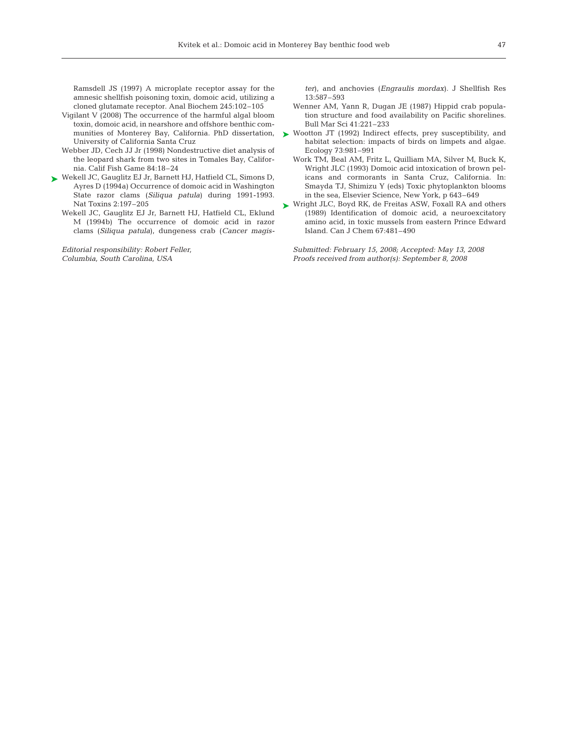Ramsdell JS (1997) A microplate receptor assay for the amnesic shellfish poisoning toxin, domoic acid, utilizing a cloned glutamate receptor. Anal Biochem 245:102–105

Vigilant V (2008) The occurrence of the harmful algal bloom toxin, domoic acid, in nearshore and offshore benthic communities of Monterey Bay, California. PhD dissertation, University of California Santa Cruz

Webber JD, Cech JJ Jr (1998) Nondestructive diet analysis of the leopard shark from two sites in Tomales Bay, California. Calif Fish Game 84:18–24

Wekell JC, Gauglitz EJ Jr, Barnett HJ, Hatfield CL, Simons D, Ayres D (1994a) Occurrence of domoic acid in Washington State razor clams (*Siliqua patula*) during 1991-1993. Nat Toxins 2:197–205

Wekell JC, Gauglitz EJ Jr, Barnett HJ, Hatfield CL, Eklund M (1994b) The occurrence of domoic acid in razor clams (*Siliqua patula*), dungeness crab (*Cancer magister*), and anchovies (*Engraulis mordax*). J Shellfish Res 13:587–593

Wenner AM, Yann R, Dugan JE (1987) Hippid crab population structure and food availability on Pacific shorelines. Bull Mar Sci 41:221–233

Wootton JT (1992) Indirect effects, prey susceptibility, and habitat selection: impacts of birds on limpets and algae. Ecology 73:981–991

Work TM, Beal AM, Fritz L, Quilliam MA, Silver M, Buck K, Wright JLC (1993) Domoic acid intoxication of brown pelicans and cormorants in Santa Cruz, California. In: Smayda TJ, Shimizu Y (eds) Toxic phytoplankton blooms in the sea, Elsevier Science, New York, p 643–649

Wright JLC, Boyd RK, de Freitas ASW, Foxall RA and others (1989) Identification of domoic acid, a neuroexcitatory amino acid, in toxic mussels from eastern Prince Edward Island. Can J Chem 67:481–490

*Editorial responsibility: Robert Feller, Columbia, South Carolina, USA*

*Submitted: February 15, 2008; Accepted: May 13, 2008*
*Proofs received from author(s): September 8, 2008*